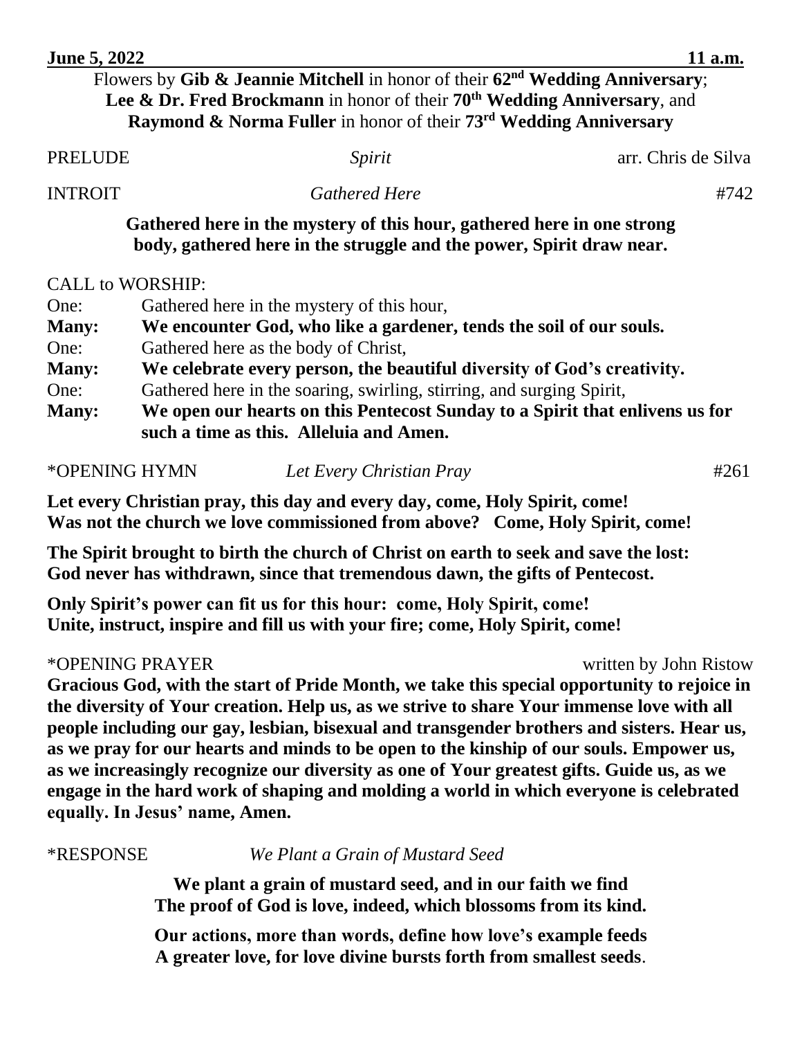**June 5, 2022 11 a.m.**

Flowers by **Gib & Jeannie Mitchell** in honor of their **62nd Wedding Anniversary**; **Lee & Dr. Fred Brockmann** in honor of their **70th Wedding Anniversary**, and **Raymond & Norma Fuller** in honor of their **73rd Wedding Anniversary**

PRELUDE *Spirit* arr. Chris de Silva

INTROIT *Gathered Here* #742

**Gathered here in the mystery of this hour, gathered here in one strong body, gathered here in the struggle and the power, Spirit draw near.**

CALL to WORSHIP:

One: Gathered here in the mystery of this hour,

**Many: We encounter God, who like a gardener, tends the soil of our souls.**

One: Gathered here as the body of Christ,

**Many: We celebrate every person, the beautiful diversity of God's creativity.**

One: Gathered here in the soaring, swirling, stirring, and surging Spirit,

**Many: We open our hearts on this Pentecost Sunday to a Spirit that enlivens us for such a time as this. Alleluia and Amen.**

*OPENING HYMN *Let Every Christian Pray* #261

**Let every Christian pray, this day and every day, come, Holy Spirit, come!
Was not the church we love commissioned from above? Come, Holy Spirit, come!**

**The Spirit brought to birth the church of Christ on earth to seek and save the lost:
God never has withdrawn, since that tremendous dawn, the gifts of Pentecost.**

**Only Spirit's power can fit us for this hour: come, Holy Spirit, come!
Unite, instruct, inspire and fill us with your fire; come, Holy Spirit, come!**

*OPENING PRAYER written by John Ristow

**Gracious God, with the start of Pride Month, we take this special opportunity to rejoice in the diversity of Your creation. Help us, as we strive to share Your immense love with all people including our gay, lesbian, bisexual and transgender brothers and sisters. Hear us, as we pray for our hearts and minds to be open to the kinship of our souls. Empower us, as we increasingly recognize our diversity as one of Your greatest gifts. Guide us, as we engage in the hard work of shaping and molding a world in which everyone is celebrated equally. In Jesus' name, Amen.**

*RESPONSE *We Plant a Grain of Mustard Seed*

**We plant a grain of mustard seed, and in our faith we find
The proof of God is love, indeed, which blossoms from its kind.**

**Our actions, more than words, define how love's example feeds
A greater love, for love divine bursts forth from smallest seeds.**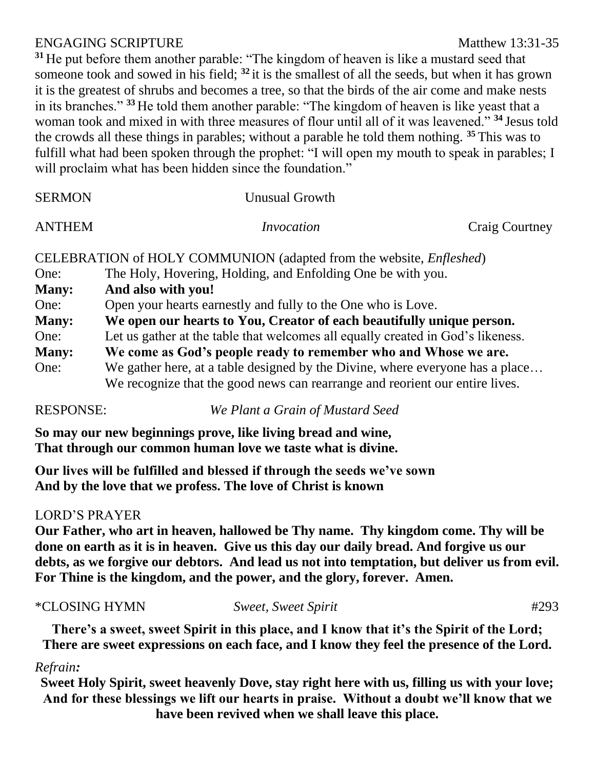ENGAGING SCRIPTURE Matthew 13:31-35

[31] He put before them another parable: "The kingdom of heaven is like a mustard seed that someone took and sowed in his field; [32] it is the smallest of all the seeds, but when it has grown it is the greatest of shrubs and becomes a tree, so that the birds of the air come and make nests in its branches." [33] He told them another parable: "The kingdom of heaven is like yeast that a woman took and mixed in with three measures of flour until all of it was leavened." [34] Jesus told the crowds all these things in parables; without a parable he told them nothing. [35] This was to fulfill what had been spoken through the prophet: "I will open my mouth to speak in parables; I will proclaim what has been hidden since the foundation."

SERMON Unusual Growth

ANTHEM *Invocation* Craig Courtney

CELEBRATION of HOLY COMMUNION (adapted from the website, *Enfleshed*)

One: The Holy, Hovering, Holding, and Enfolding One be with you.

**Many: And also with you!**

One: Open your hearts earnestly and fully to the One who is Love.

**Many: We open our hearts to You, Creator of each beautifully unique person.**

One: Let us gather at the table that welcomes all equally created in God's likeness.

**Many: We come as God's people ready to remember who and Whose we are.**

One: We gather here, at a table designed by the Divine, where everyone has a place… We recognize that the good news can rearrange and reorient our entire lives.

RESPONSE: *We Plant a Grain of Mustard Seed*

**So may our new beginnings prove, like living bread and wine,**
**That through our common human love we taste what is divine.**

**Our lives will be fulfilled and blessed if through the seeds we've sown**
**And by the love that we profess. The love of Christ is known**

LORD'S PRAYER

**Our Father, who art in heaven, hallowed be Thy name. Thy kingdom come. Thy will be done on earth as it is in heaven. Give us this day our daily bread. And forgive us our debts, as we forgive our debtors. And lead us not into temptation, but deliver us from evil. For Thine is the kingdom, and the power, and the glory, forever. Amen.**

*CLOSING HYMN *Sweet, Sweet Spirit* #293

**There's a sweet, sweet Spirit in this place, and I know that it's the Spirit of the Lord;**
**There are sweet expressions on each face, and I know they feel the presence of the Lord.**

*Refrain:*

**Sweet Holy Spirit, sweet heavenly Dove, stay right here with us, filling us with your love;**
**And for these blessings we lift our hearts in praise. Without a doubt we'll know that we have been revived when we shall leave this place.**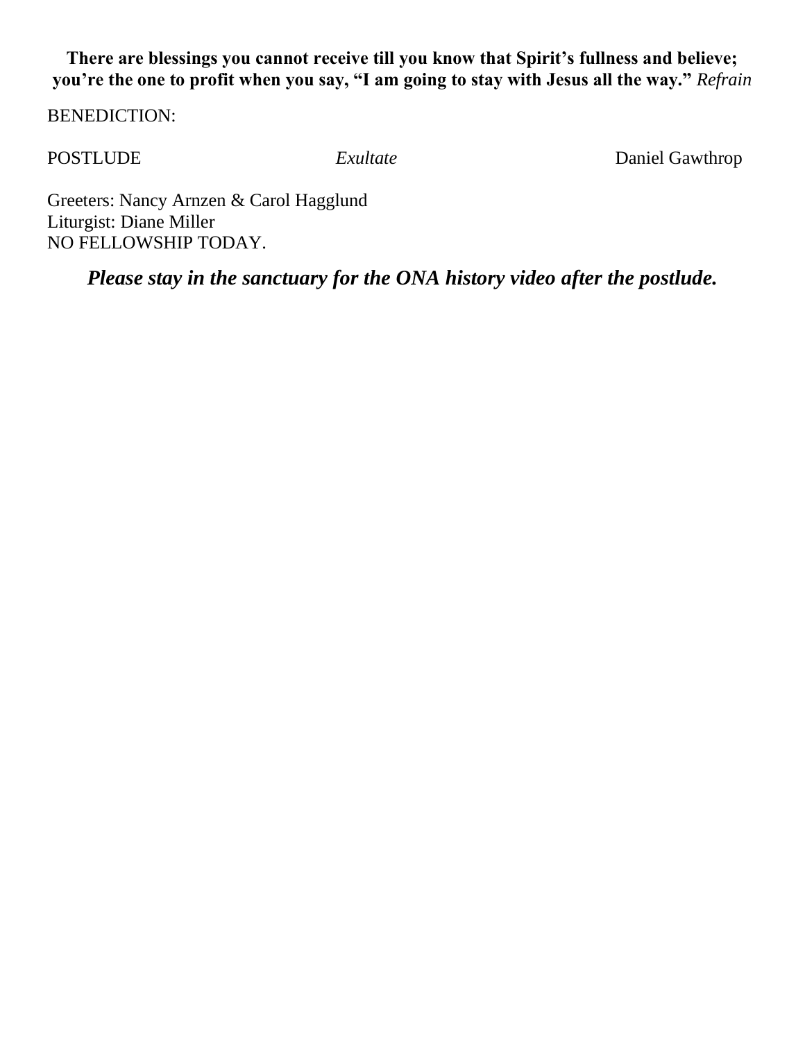**There are blessings you cannot receive till you know that Spirit's fullness and believe; you're the one to profit when you say, "I am going to stay with Jesus all the way."** *Refrain*

BENEDICTION:

POSTLUDE *Exultate* Daniel Gawthrop

Greeters: Nancy Arnzen & Carol Hagglund
Liturgist: Diane Miller
NO FELLOWSHIP TODAY.

***Please stay in the sanctuary for the ONA history video after the postlude.***